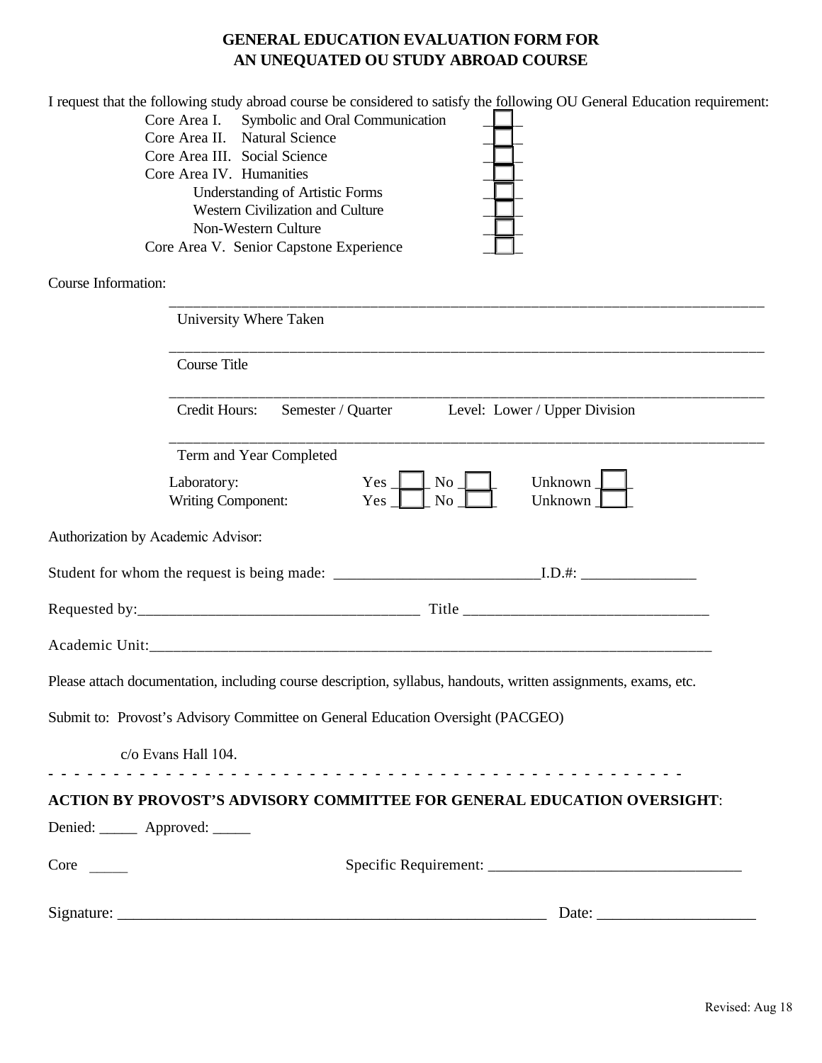# GENERAL EDUCATION EVALUATION FORM FOR AN UNEQUATED OU STUDY ABROAD COURSE

I request that the following study abroad course be considered to satisfy the following OU General Education requirement:

- Core Area I. Symbolic and Oral Communication ☐
- Core Area II. Natural Science ☐
- Core Area III. Social Science ☐
- Core Area IV. Humanities ☐
  - Understanding of Artistic Forms ☐
  - Western Civilization and Culture ☐
  - Non-Western Culture ☐
- Core Area V. Senior Capstone Experience ☐

Course Information:

___________________________________________________________________________
University Where Taken

___________________________________________________________________________
Course Title

___________________________________________________________________________
Credit Hours: Semester / Quarter Level: Lower / Upper Division

___________________________________________________________________________
Term and Year Completed

Laboratory: Yes ☐ No ☐ Unknown ☐
Writing Component: Yes ☐ No ☐ Unknown ☐

Authorization by Academic Advisor:

Student for whom the request is being made: ___________________________I.D.#: _______________

Requested by:____________________________________ Title _______________________________

Academic Unit:___________________________________________________________________________

Please attach documentation, including course description, syllabus, handouts, written assignments, exams, etc.

Submit to: Provost's Advisory Committee on General Education Oversight (PACGEO)

c/o Evans Hall 104.

- - - - - - - - - - - - - - - - - - - - - - - - - - - - - - - - - - - - - - - - - - - - - - - -

**ACTION BY PROVOST'S ADVISORY COMMITTEE FOR GENERAL EDUCATION OVERSIGHT**:

Denied: _____ Approved: _____

Core _____ Specific Requirement: _________________________________

Signature: _______________________________________________________ Date: ____________________

Revised: Aug 18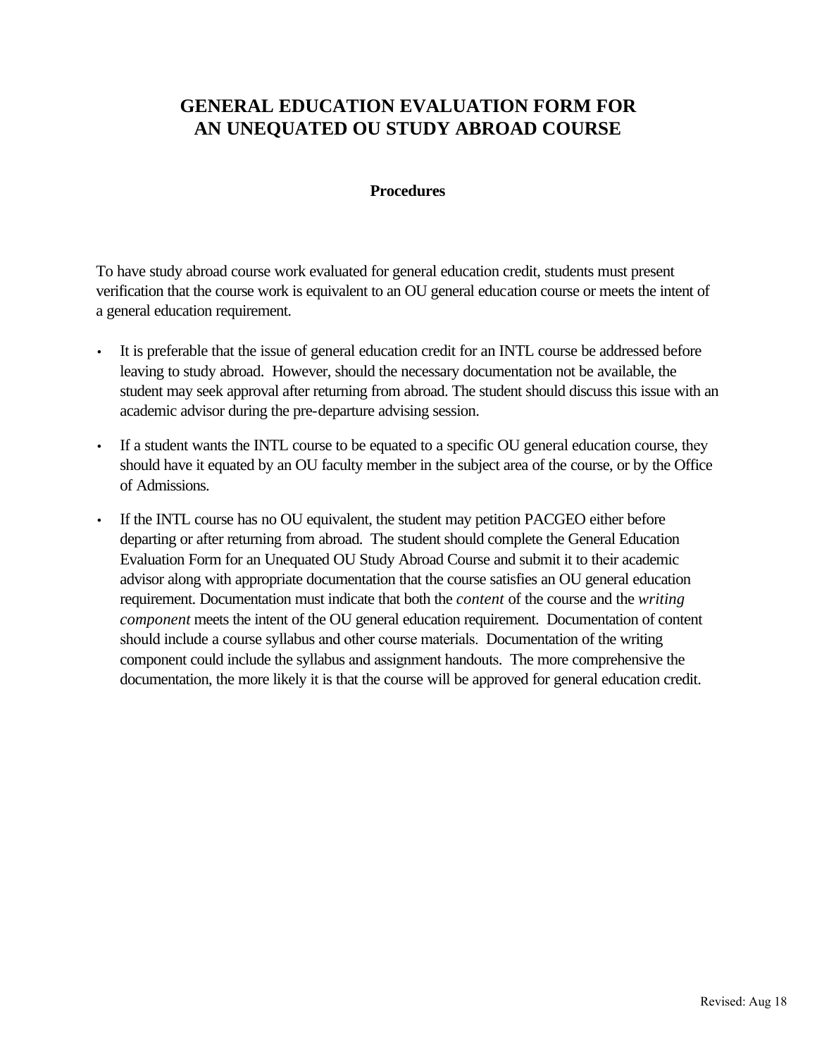# GENERAL EDUCATION EVALUATION FORM FOR AN UNEQUATED OU STUDY ABROAD COURSE

### Procedures

To have study abroad course work evaluated for general education credit, students must present verification that the course work is equivalent to an OU general education course or meets the intent of a general education requirement.

- It is preferable that the issue of general education credit for an INTL course be addressed before leaving to study abroad. However, should the necessary documentation not be available, the student may seek approval after returning from abroad. The student should discuss this issue with an academic advisor during the pre-departure advising session.
- If a student wants the INTL course to be equated to a specific OU general education course, they should have it equated by an OU faculty member in the subject area of the course, or by the Office of Admissions.
- If the INTL course has no OU equivalent, the student may petition PACGEO either before departing or after returning from abroad. The student should complete the General Education Evaluation Form for an Unequated OU Study Abroad Course and submit it to their academic advisor along with appropriate documentation that the course satisfies an OU general education requirement. Documentation must indicate that both the *content* of the course and the *writing component* meets the intent of the OU general education requirement. Documentation of content should include a course syllabus and other course materials. Documentation of the writing component could include the syllabus and assignment handouts. The more comprehensive the documentation, the more likely it is that the course will be approved for general education credit.

Revised: Aug 18